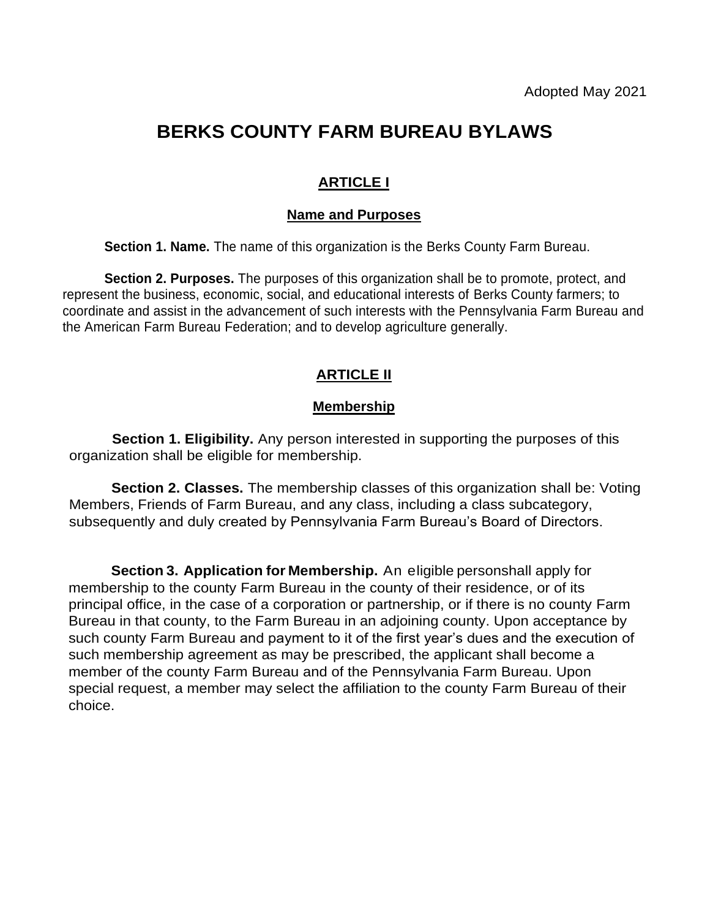Adopted May 2021

# BERKS COUNTY FARM BUREAU BYLAWS

## ARTICLE I

### Name and Purposes

**Section 1. Name.** The name of this organization is the Berks County Farm Bureau.

**Section 2. Purposes.** The purposes of this organization shall be to promote, protect, and represent the business, economic, social, and educational interests of Berks County farmers; to coordinate and assist in the advancement of such interests with the Pennsylvania Farm Bureau and the American Farm Bureau Federation; and to develop agriculture generally.

## ARTICLE II

### Membership

**Section 1. Eligibility.** Any person interested in supporting the purposes of this organization shall be eligible for membership.

**Section 2. Classes.** The membership classes of this organization shall be: Voting Members, Friends of Farm Bureau, and any class, including a class subcategory, subsequently and duly created by Pennsylvania Farm Bureau's Board of Directors.

**Section 3. Application for Membership.** An eligible personshall apply for membership to the county Farm Bureau in the county of their residence, or of its principal office, in the case of a corporation or partnership, or if there is no county Farm Bureau in that county, to the Farm Bureau in an adjoining county. Upon acceptance by such county Farm Bureau and payment to it of the first year's dues and the execution of such membership agreement as may be prescribed, the applicant shall become a member of the county Farm Bureau and of the Pennsylvania Farm Bureau. Upon special request, a member may select the affiliation to the county Farm Bureau of their choice.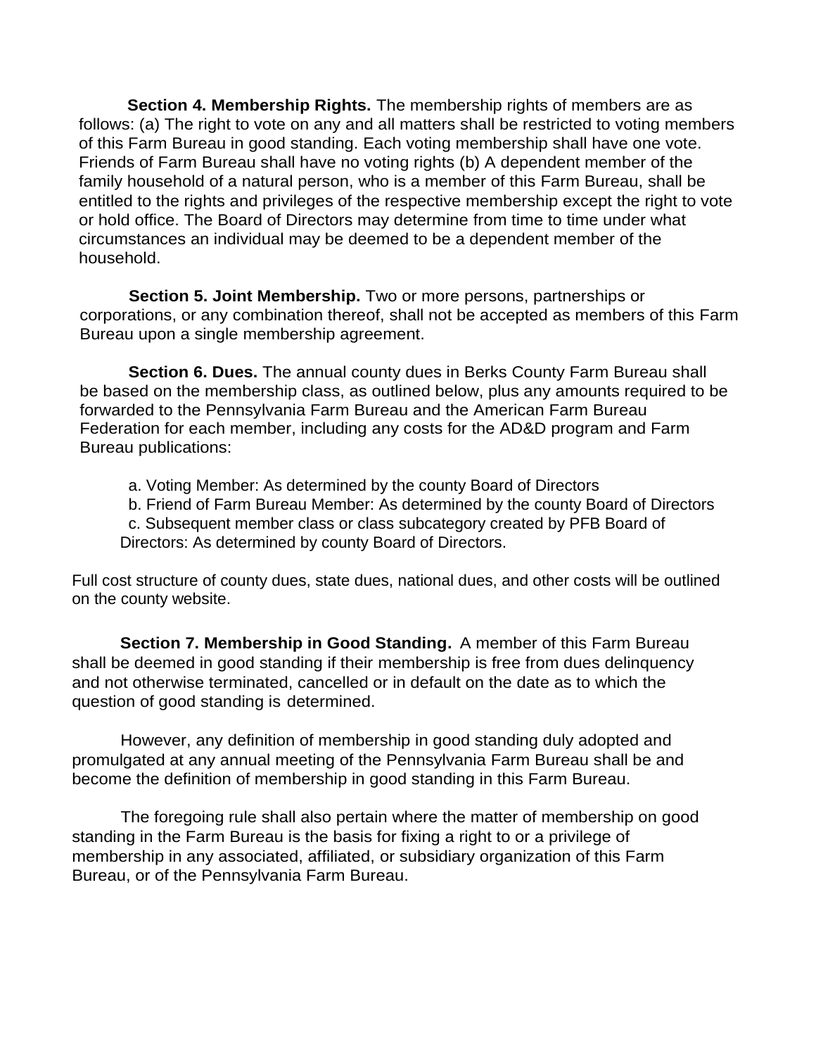**Section 4. Membership Rights.** The membership rights of members are as follows: (a) The right to vote on any and all matters shall be restricted to voting members of this Farm Bureau in good standing. Each voting membership shall have one vote. Friends of Farm Bureau shall have no voting rights (b) A dependent member of the family household of a natural person, who is a member of this Farm Bureau, shall be entitled to the rights and privileges of the respective membership except the right to vote or hold office. The Board of Directors may determine from time to time under what circumstances an individual may be deemed to be a dependent member of the household.

**Section 5. Joint Membership.** Two or more persons, partnerships or corporations, or any combination thereof, shall not be accepted as members of this Farm Bureau upon a single membership agreement.

**Section 6. Dues.** The annual county dues in Berks County Farm Bureau shall be based on the membership class, as outlined below, plus any amounts required to be forwarded to the Pennsylvania Farm Bureau and the American Farm Bureau Federation for each member, including any costs for the AD&D program and Farm Bureau publications:

a. Voting Member: As determined by the county Board of Directors
b. Friend of Farm Bureau Member: As determined by the county Board of Directors
c. Subsequent member class or class subcategory created by PFB Board of Directors: As determined by county Board of Directors.

Full cost structure of county dues, state dues, national dues, and other costs will be outlined on the county website.

**Section 7. Membership in Good Standing.** A member of this Farm Bureau shall be deemed in good standing if their membership is free from dues delinquency and not otherwise terminated, cancelled or in default on the date as to which the question of good standing is determined.

However, any definition of membership in good standing duly adopted and promulgated at any annual meeting of the Pennsylvania Farm Bureau shall be and become the definition of membership in good standing in this Farm Bureau.

The foregoing rule shall also pertain where the matter of membership on good standing in the Farm Bureau is the basis for fixing a right to or a privilege of membership in any associated, affiliated, or subsidiary organization of this Farm Bureau, or of the Pennsylvania Farm Bureau.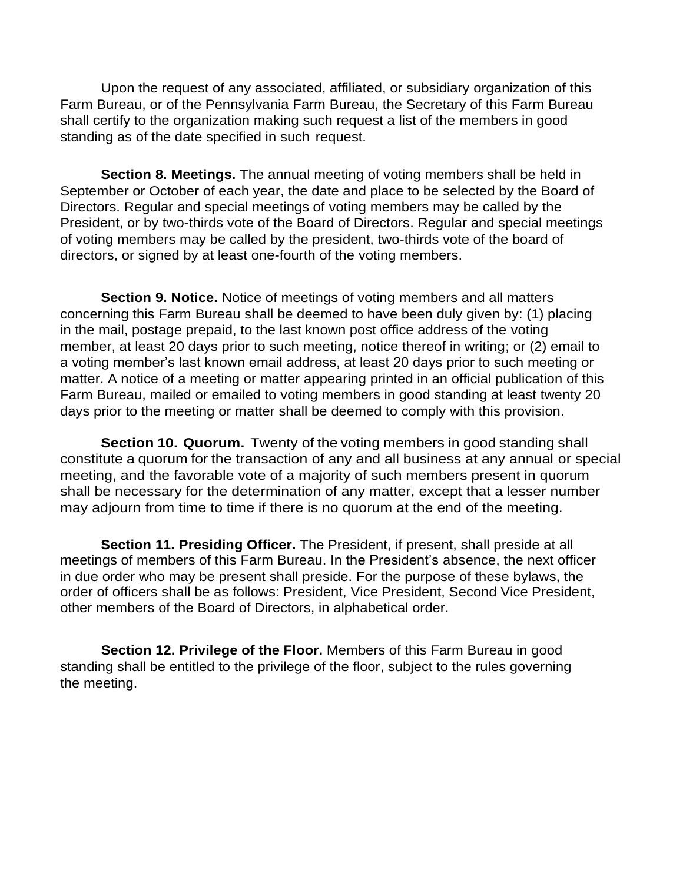Upon the request of any associated, affiliated, or subsidiary organization of this Farm Bureau, or of the Pennsylvania Farm Bureau, the Secretary of this Farm Bureau shall certify to the organization making such request a list of the members in good standing as of the date specified in such request.

**Section 8. Meetings.** The annual meeting of voting members shall be held in September or October of each year, the date and place to be selected by the Board of Directors. Regular and special meetings of voting members may be called by the President, or by two-thirds vote of the Board of Directors. Regular and special meetings of voting members may be called by the president, two-thirds vote of the board of directors, or signed by at least one-fourth of the voting members.

**Section 9. Notice.** Notice of meetings of voting members and all matters concerning this Farm Bureau shall be deemed to have been duly given by: (1) placing in the mail, postage prepaid, to the last known post office address of the voting member, at least 20 days prior to such meeting, notice thereof in writing; or (2) email to a voting member's last known email address, at least 20 days prior to such meeting or matter. A notice of a meeting or matter appearing printed in an official publication of this Farm Bureau, mailed or emailed to voting members in good standing at least twenty 20 days prior to the meeting or matter shall be deemed to comply with this provision.

**Section 10. Quorum.** Twenty of the voting members in good standing shall constitute a quorum for the transaction of any and all business at any annual or special meeting, and the favorable vote of a majority of such members present in quorum shall be necessary for the determination of any matter, except that a lesser number may adjourn from time to time if there is no quorum at the end of the meeting.

**Section 11. Presiding Officer.** The President, if present, shall preside at all meetings of members of this Farm Bureau. In the President's absence, the next officer in due order who may be present shall preside. For the purpose of these bylaws, the order of officers shall be as follows: President, Vice President, Second Vice President, other members of the Board of Directors, in alphabetical order.

**Section 12. Privilege of the Floor.** Members of this Farm Bureau in good standing shall be entitled to the privilege of the floor, subject to the rules governing the meeting.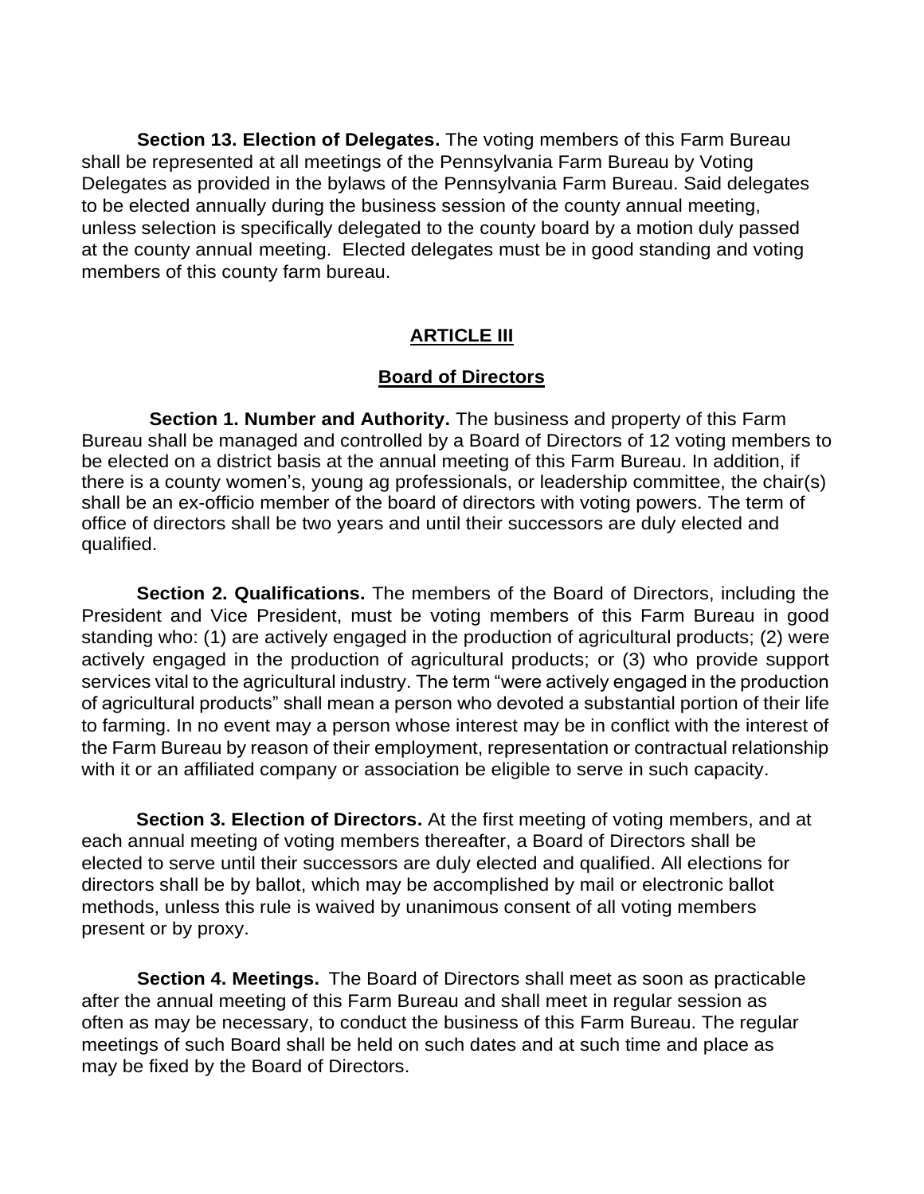**Section 13. Election of Delegates.** The voting members of this Farm Bureau shall be represented at all meetings of the Pennsylvania Farm Bureau by Voting Delegates as provided in the bylaws of the Pennsylvania Farm Bureau. Said delegates to be elected annually during the business session of the county annual meeting, unless selection is specifically delegated to the county board by a motion duly passed at the county annual meeting. Elected delegates must be in good standing and voting members of this county farm bureau.

## ARTICLE III

### Board of Directors

**Section 1. Number and Authority.** The business and property of this Farm Bureau shall be managed and controlled by a Board of Directors of 12 voting members to be elected on a district basis at the annual meeting of this Farm Bureau. In addition, if there is a county women's, young ag professionals, or leadership committee, the chair(s) shall be an ex-officio member of the board of directors with voting powers. The term of office of directors shall be two years and until their successors are duly elected and qualified.

**Section 2. Qualifications.** The members of the Board of Directors, including the President and Vice President, must be voting members of this Farm Bureau in good standing who: (1) are actively engaged in the production of agricultural products; (2) were actively engaged in the production of agricultural products; or (3) who provide support services vital to the agricultural industry. The term "were actively engaged in the production of agricultural products" shall mean a person who devoted a substantial portion of their life to farming. In no event may a person whose interest may be in conflict with the interest of the Farm Bureau by reason of their employment, representation or contractual relationship with it or an affiliated company or association be eligible to serve in such capacity.

**Section 3. Election of Directors.** At the first meeting of voting members, and at each annual meeting of voting members thereafter, a Board of Directors shall be elected to serve until their successors are duly elected and qualified. All elections for directors shall be by ballot, which may be accomplished by mail or electronic ballot methods, unless this rule is waived by unanimous consent of all voting members present or by proxy.

**Section 4. Meetings.** The Board of Directors shall meet as soon as practicable after the annual meeting of this Farm Bureau and shall meet in regular session as often as may be necessary, to conduct the business of this Farm Bureau. The regular meetings of such Board shall be held on such dates and at such time and place as may be fixed by the Board of Directors.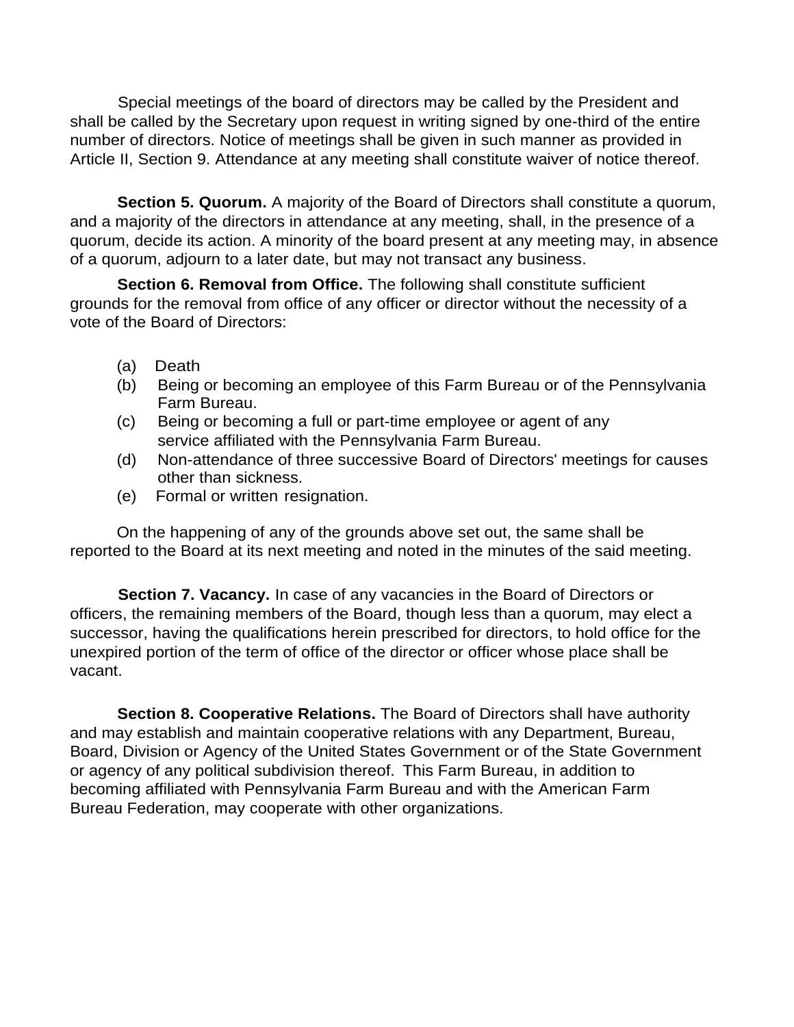Special meetings of the board of directors may be called by the President and shall be called by the Secretary upon request in writing signed by one-third of the entire number of directors. Notice of meetings shall be given in such manner as provided in Article II, Section 9. Attendance at any meeting shall constitute waiver of notice thereof.

**Section 5. Quorum.** A majority of the Board of Directors shall constitute a quorum, and a majority of the directors in attendance at any meeting, shall, in the presence of a quorum, decide its action. A minority of the board present at any meeting may, in absence of a quorum, adjourn to a later date, but may not transact any business.

**Section 6. Removal from Office.** The following shall constitute sufficient grounds for the removal from office of any officer or director without the necessity of a vote of the Board of Directors:

(a) Death
(b) Being or becoming an employee of this Farm Bureau or of the Pennsylvania Farm Bureau.
(c) Being or becoming a full or part-time employee or agent of any service affiliated with the Pennsylvania Farm Bureau.
(d) Non-attendance of three successive Board of Directors' meetings for causes other than sickness.
(e) Formal or written resignation.

On the happening of any of the grounds above set out, the same shall be reported to the Board at its next meeting and noted in the minutes of the said meeting.

**Section 7. Vacancy.** In case of any vacancies in the Board of Directors or officers, the remaining members of the Board, though less than a quorum, may elect a successor, having the qualifications herein prescribed for directors, to hold office for the unexpired portion of the term of office of the director or officer whose place shall be vacant.

**Section 8. Cooperative Relations.** The Board of Directors shall have authority and may establish and maintain cooperative relations with any Department, Bureau, Board, Division or Agency of the United States Government or of the State Government or agency of any political subdivision thereof. This Farm Bureau, in addition to becoming affiliated with Pennsylvania Farm Bureau and with the American Farm Bureau Federation, may cooperate with other organizations.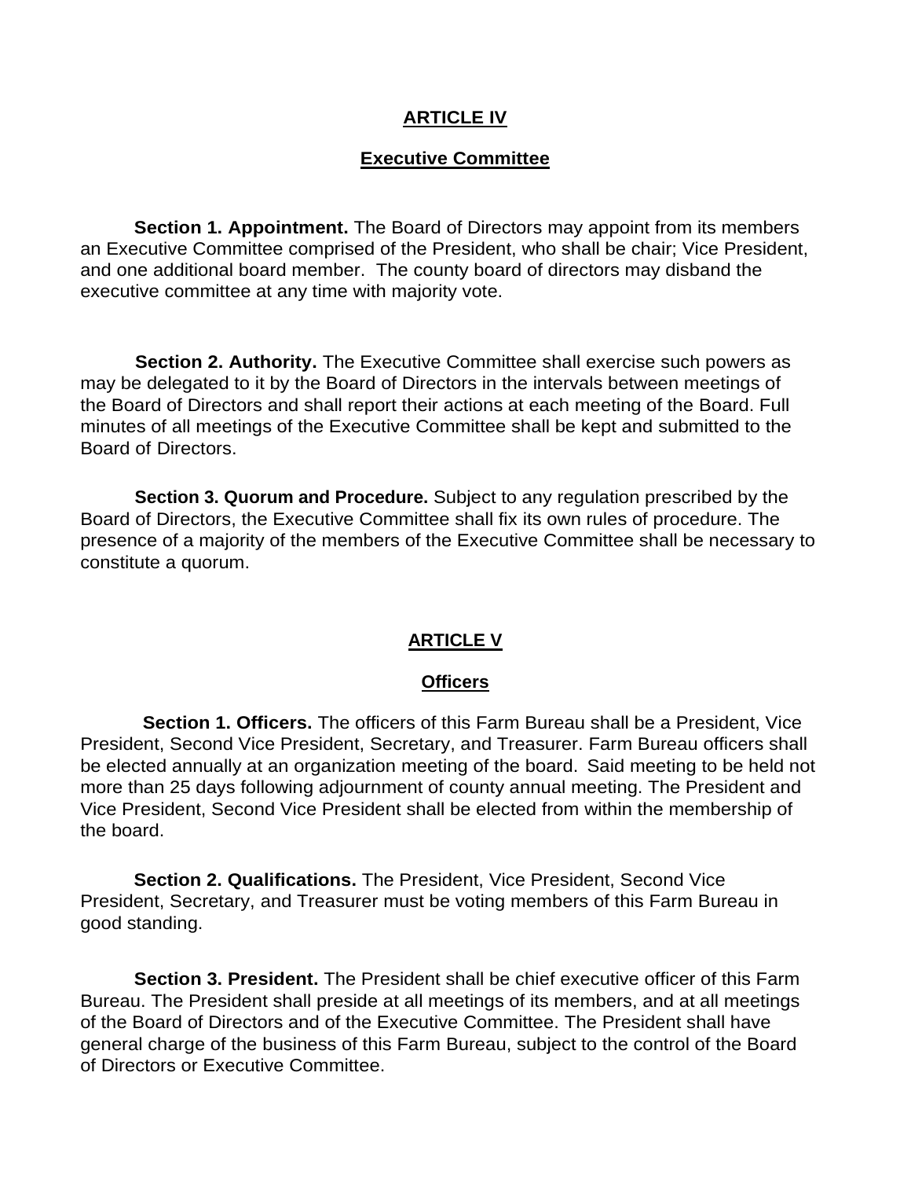## ARTICLE IV

### Executive Committee

**Section 1. Appointment.** The Board of Directors may appoint from its members an Executive Committee comprised of the President, who shall be chair; Vice President, and one additional board member.  The county board of directors may disband the executive committee at any time with majority vote.

**Section 2. Authority.** The Executive Committee shall exercise such powers as may be delegated to it by the Board of Directors in the intervals between meetings of the Board of Directors and shall report their actions at each meeting of the Board. Full minutes of all meetings of the Executive Committee shall be kept and submitted to the Board of Directors.

**Section 3. Quorum and Procedure.** Subject to any regulation prescribed by the Board of Directors, the Executive Committee shall fix its own rules of procedure. The presence of a majority of the members of the Executive Committee shall be necessary to constitute a quorum.

## ARTICLE V

### Officers

**Section 1. Officers.** The officers of this Farm Bureau shall be a President, Vice President, Second Vice President, Secretary, and Treasurer. Farm Bureau officers shall be elected annually at an organization meeting of the board.  Said meeting to be held not more than 25 days following adjournment of county annual meeting. The President and Vice President, Second Vice President shall be elected from within the membership of the board.

**Section 2. Qualifications.** The President, Vice President, Second Vice President, Secretary, and Treasurer must be voting members of this Farm Bureau in good standing.

**Section 3. President.** The President shall be chief executive officer of this Farm Bureau. The President shall preside at all meetings of its members, and at all meetings of the Board of Directors and of the Executive Committee. The President shall have general charge of the business of this Farm Bureau, subject to the control of the Board of Directors or Executive Committee.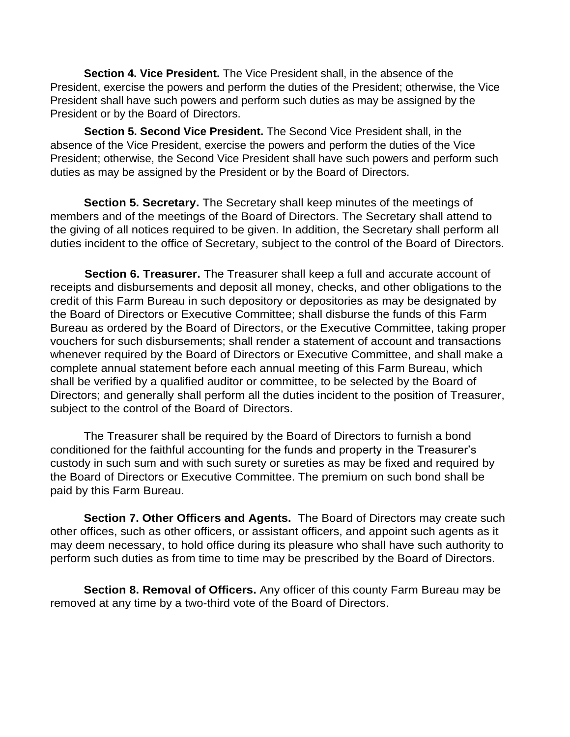**Section 4. Vice President.** The Vice President shall, in the absence of the President, exercise the powers and perform the duties of the President; otherwise, the Vice President shall have such powers and perform such duties as may be assigned by the President or by the Board of Directors.

**Section 5. Second Vice President.** The Second Vice President shall, in the absence of the Vice President, exercise the powers and perform the duties of the Vice President; otherwise, the Second Vice President shall have such powers and perform such duties as may be assigned by the President or by the Board of Directors.

**Section 5. Secretary.** The Secretary shall keep minutes of the meetings of members and of the meetings of the Board of Directors. The Secretary shall attend to the giving of all notices required to be given. In addition, the Secretary shall perform all duties incident to the office of Secretary, subject to the control of the Board of Directors.

**Section 6. Treasurer.** The Treasurer shall keep a full and accurate account of receipts and disbursements and deposit all money, checks, and other obligations to the credit of this Farm Bureau in such depository or depositories as may be designated by the Board of Directors or Executive Committee; shall disburse the funds of this Farm Bureau as ordered by the Board of Directors, or the Executive Committee, taking proper vouchers for such disbursements; shall render a statement of account and transactions whenever required by the Board of Directors or Executive Committee, and shall make a complete annual statement before each annual meeting of this Farm Bureau, which shall be verified by a qualified auditor or committee, to be selected by the Board of Directors; and generally shall perform all the duties incident to the position of Treasurer, subject to the control of the Board of Directors.

The Treasurer shall be required by the Board of Directors to furnish a bond conditioned for the faithful accounting for the funds and property in the Treasurer's custody in such sum and with such surety or sureties as may be fixed and required by the Board of Directors or Executive Committee. The premium on such bond shall be paid by this Farm Bureau.

**Section 7. Other Officers and Agents.** The Board of Directors may create such other offices, such as other officers, or assistant officers, and appoint such agents as it may deem necessary, to hold office during its pleasure who shall have such authority to perform such duties as from time to time may be prescribed by the Board of Directors.

**Section 8. Removal of Officers.** Any officer of this county Farm Bureau may be removed at any time by a two-third vote of the Board of Directors.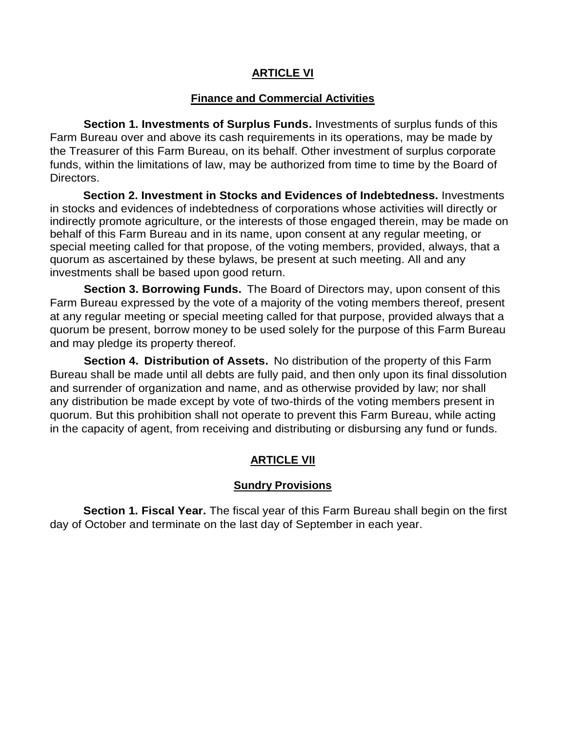## ARTICLE VI

### Finance and Commercial Activities

**Section 1. Investments of Surplus Funds.** Investments of surplus funds of this Farm Bureau over and above its cash requirements in its operations, may be made by the Treasurer of this Farm Bureau, on its behalf. Other investment of surplus corporate funds, within the limitations of law, may be authorized from time to time by the Board of Directors.

**Section 2. Investment in Stocks and Evidences of Indebtedness.** Investments in stocks and evidences of indebtedness of corporations whose activities will directly or indirectly promote agriculture, or the interests of those engaged therein, may be made on behalf of this Farm Bureau and in its name, upon consent at any regular meeting, or special meeting called for that propose, of the voting members, provided, always, that a quorum as ascertained by these bylaws, be present at such meeting. All and any investments shall be based upon good return.

**Section 3. Borrowing Funds.** The Board of Directors may, upon consent of this Farm Bureau expressed by the vote of a majority of the voting members thereof, present at any regular meeting or special meeting called for that purpose, provided always that a quorum be present, borrow money to be used solely for the purpose of this Farm Bureau and may pledge its property thereof.

**Section 4. Distribution of Assets.** No distribution of the property of this Farm Bureau shall be made until all debts are fully paid, and then only upon its final dissolution and surrender of organization and name, and as otherwise provided by law; nor shall any distribution be made except by vote of two-thirds of the voting members present in quorum. But this prohibition shall not operate to prevent this Farm Bureau, while acting in the capacity of agent, from receiving and distributing or disbursing any fund or funds.

## ARTICLE VII

### Sundry Provisions

**Section 1. Fiscal Year.** The fiscal year of this Farm Bureau shall begin on the first day of October and terminate on the last day of September in each year.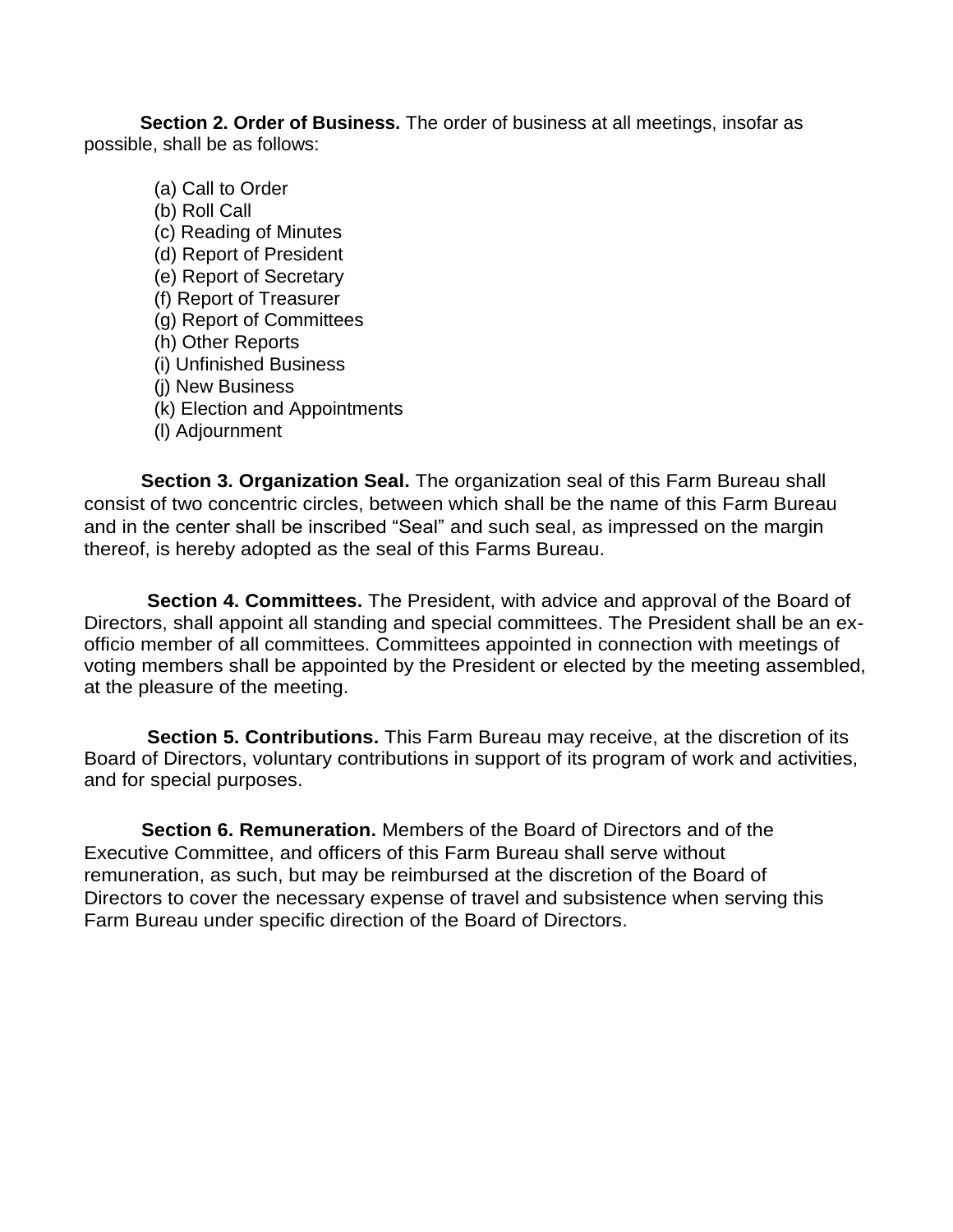**Section 2. Order of Business.** The order of business at all meetings, insofar as possible, shall be as follows:

(a) Call to Order
(b) Roll Call
(c) Reading of Minutes
(d) Report of President
(e) Report of Secretary
(f) Report of Treasurer
(g) Report of Committees
(h) Other Reports
(i) Unfinished Business
(j) New Business
(k) Election and Appointments
(l) Adjournment

**Section 3. Organization Seal.** The organization seal of this Farm Bureau shall consist of two concentric circles, between which shall be the name of this Farm Bureau and in the center shall be inscribed "Seal" and such seal, as impressed on the margin thereof, is hereby adopted as the seal of this Farms Bureau.

**Section 4. Committees.** The President, with advice and approval of the Board of Directors, shall appoint all standing and special committees. The President shall be an ex-officio member of all committees. Committees appointed in connection with meetings of voting members shall be appointed by the President or elected by the meeting assembled, at the pleasure of the meeting.

**Section 5. Contributions.** This Farm Bureau may receive, at the discretion of its Board of Directors, voluntary contributions in support of its program of work and activities, and for special purposes.

**Section 6. Remuneration.** Members of the Board of Directors and of the Executive Committee, and officers of this Farm Bureau shall serve without remuneration, as such, but may be reimbursed at the discretion of the Board of Directors to cover the necessary expense of travel and subsistence when serving this Farm Bureau under specific direction of the Board of Directors.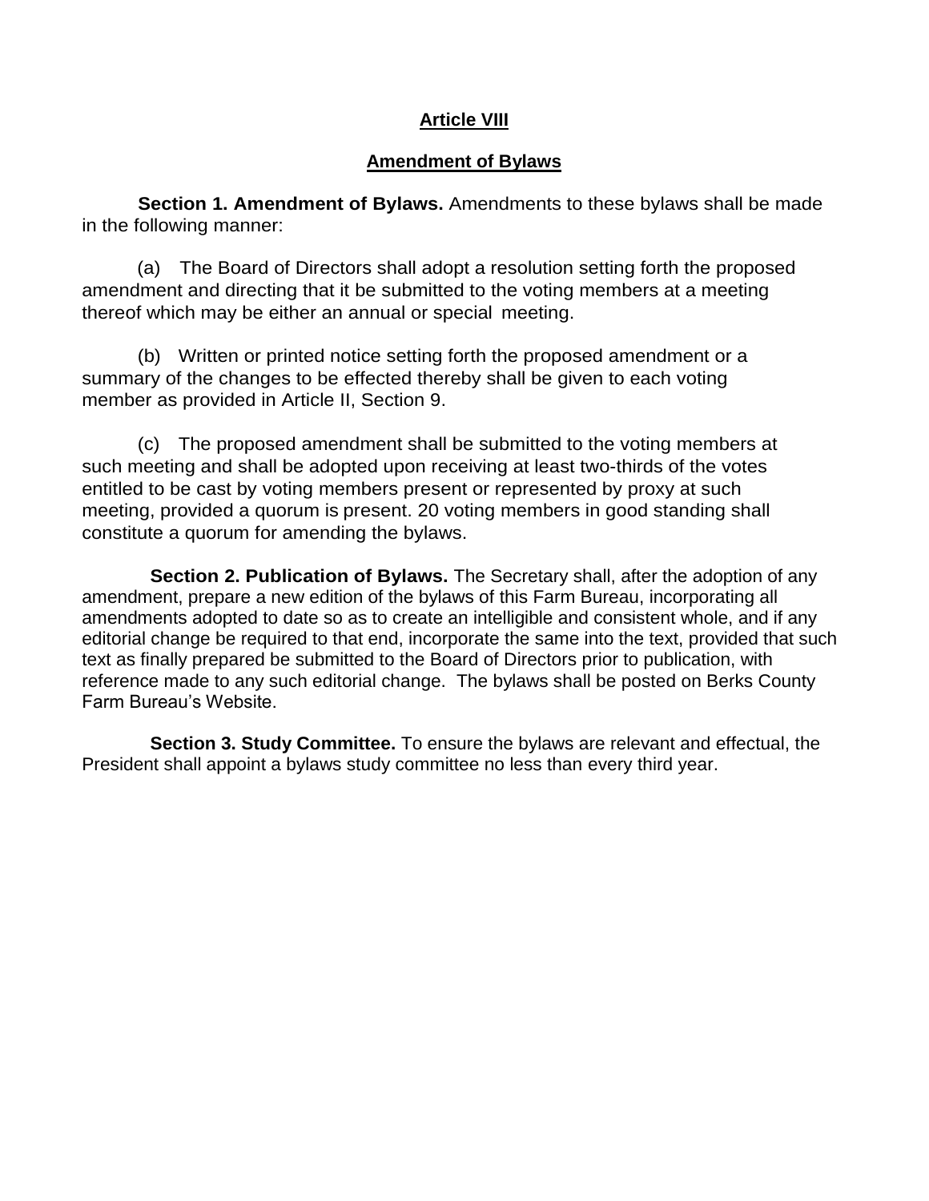## Article VIII

## Amendment of Bylaws

**Section 1. Amendment of Bylaws.** Amendments to these bylaws shall be made in the following manner:

(a) The Board of Directors shall adopt a resolution setting forth the proposed amendment and directing that it be submitted to the voting members at a meeting thereof which may be either an annual or special meeting.

(b) Written or printed notice setting forth the proposed amendment or a summary of the changes to be effected thereby shall be given to each voting member as provided in Article II, Section 9.

(c) The proposed amendment shall be submitted to the voting members at such meeting and shall be adopted upon receiving at least two-thirds of the votes entitled to be cast by voting members present or represented by proxy at such meeting, provided a quorum is present. 20 voting members in good standing shall constitute a quorum for amending the bylaws.

**Section 2. Publication of Bylaws.** The Secretary shall, after the adoption of any amendment, prepare a new edition of the bylaws of this Farm Bureau, incorporating all amendments adopted to date so as to create an intelligible and consistent whole, and if any editorial change be required to that end, incorporate the same into the text, provided that such text as finally prepared be submitted to the Board of Directors prior to publication, with reference made to any such editorial change. The bylaws shall be posted on Berks County Farm Bureau's Website.

**Section 3. Study Committee.** To ensure the bylaws are relevant and effectual, the President shall appoint a bylaws study committee no less than every third year.